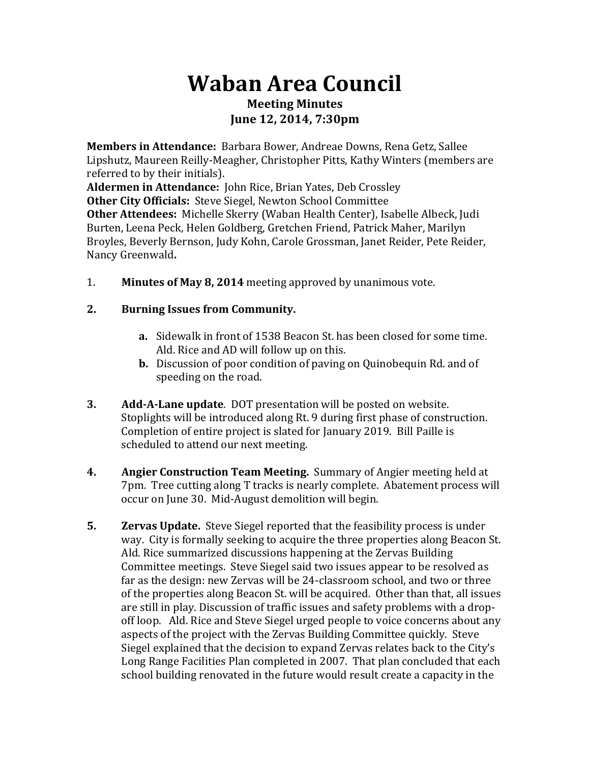# Waban Area Council

**Meeting Minutes**
**June 12, 2014, 7:30pm**

**Members in Attendance:** Barbara Bower, Andreae Downs, Rena Getz, Sallee Lipshutz, Maureen Reilly-Meagher, Christopher Pitts, Kathy Winters (members are referred to by their initials).
**Aldermen in Attendance:** John Rice, Brian Yates, Deb Crossley
**Other City Officials:** Steve Siegel, Newton School Committee
**Other Attendees:** Michelle Skerry (Waban Health Center), Isabelle Albeck, Judi Burten, Leena Peck, Helen Goldberg, Gretchen Friend, Patrick Maher, Marilyn Broyles, Beverly Bernson, Judy Kohn, Carole Grossman, Janet Reider, Pete Reider, Nancy Greenwald**.**

1. **Minutes of May 8, 2014** meeting approved by unanimous vote.

2. **Burning Issues from Community.**

   a. Sidewalk in front of 1538 Beacon St. has been closed for some time. Ald. Rice and AD will follow up on this.
   b. Discussion of poor condition of paving on Quinobequin Rd. and of speeding on the road.

3. **Add-A-Lane update**. DOT presentation will be posted on website. Stoplights will be introduced along Rt. 9 during first phase of construction. Completion of entire project is slated for January 2019. Bill Paille is scheduled to attend our next meeting.

4. **Angier Construction Team Meeting.** Summary of Angier meeting held at 7pm. Tree cutting along T tracks is nearly complete. Abatement process will occur on June 30. Mid-August demolition will begin.

5. **Zervas Update.** Steve Siegel reported that the feasibility process is under way. City is formally seeking to acquire the three properties along Beacon St. Ald. Rice summarized discussions happening at the Zervas Building Committee meetings. Steve Siegel said two issues appear to be resolved as far as the design: new Zervas will be 24-classroom school, and two or three of the properties along Beacon St. will be acquired. Other than that, all issues are still in play. Discussion of traffic issues and safety problems with a drop-off loop. Ald. Rice and Steve Siegel urged people to voice concerns about any aspects of the project with the Zervas Building Committee quickly. Steve Siegel explained that the decision to expand Zervas relates back to the City's Long Range Facilities Plan completed in 2007. That plan concluded that each school building renovated in the future would result create a capacity in the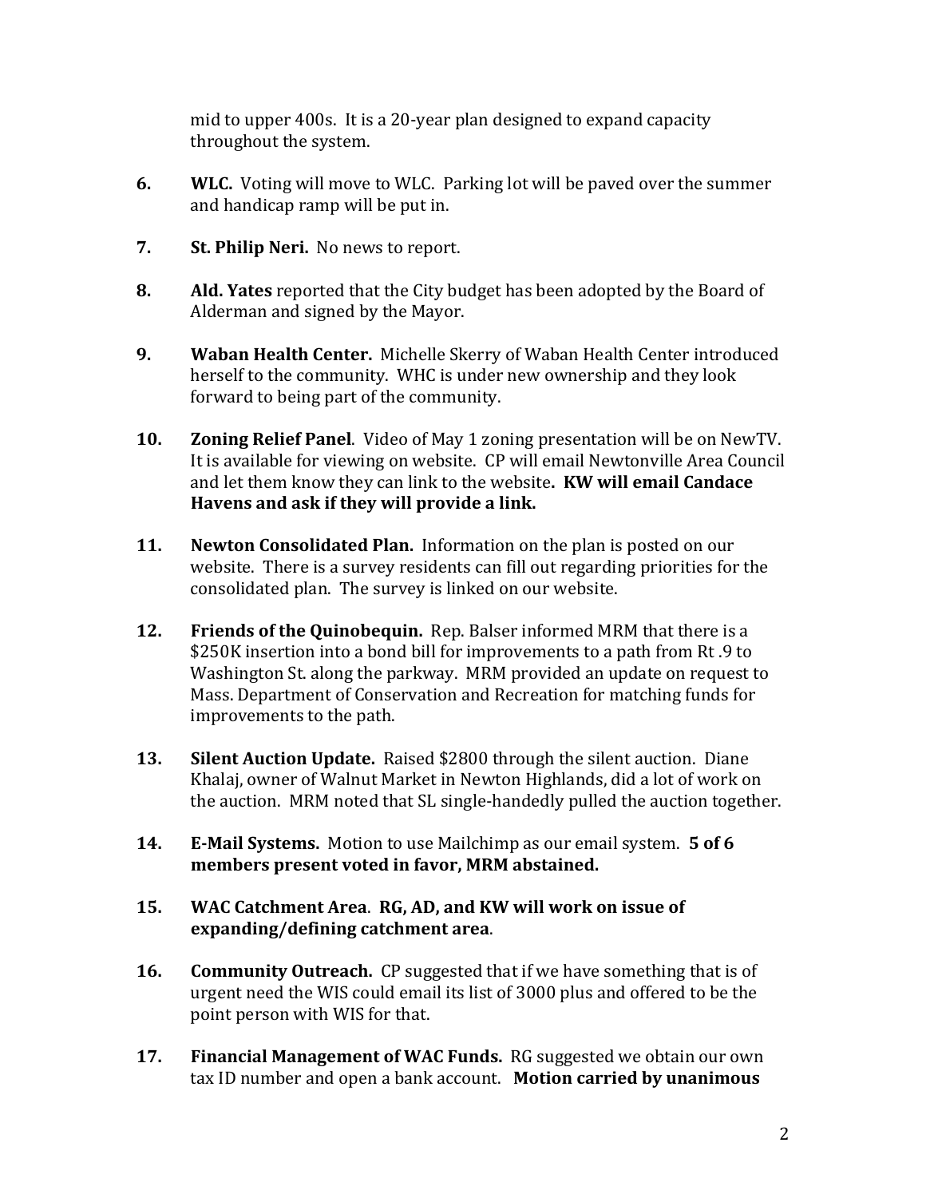mid to upper 400s. It is a 20-year plan designed to expand capacity throughout the system.

6. **WLC.** Voting will move to WLC. Parking lot will be paved over the summer and handicap ramp will be put in.

7. **St. Philip Neri.** No news to report.

8. **Ald. Yates** reported that the City budget has been adopted by the Board of Alderman and signed by the Mayor.

9. **Waban Health Center.** Michelle Skerry of Waban Health Center introduced herself to the community. WHC is under new ownership and they look forward to being part of the community.

10. **Zoning Relief Panel**. Video of May 1 zoning presentation will be on NewTV. It is available for viewing on website. CP will email Newtonville Area Council and let them know they can link to the website**. KW will email Candace Havens and ask if they will provide a link.**

11. **Newton Consolidated Plan.** Information on the plan is posted on our website. There is a survey residents can fill out regarding priorities for the consolidated plan. The survey is linked on our website.

12. **Friends of the Quinobequin.** Rep. Balser informed MRM that there is a $250K insertion into a bond bill for improvements to a path from Rt .9 to Washington St. along the parkway. MRM provided an update on request to Mass. Department of Conservation and Recreation for matching funds for improvements to the path.

13. **Silent Auction Update.** Raised $2800 through the silent auction. Diane Khalaj, owner of Walnut Market in Newton Highlands, did a lot of work on the auction. MRM noted that SL single-handedly pulled the auction together.

14. **E-Mail Systems.** Motion to use Mailchimp as our email system. **5 of 6 members present voted in favor, MRM abstained.**

15. **WAC Catchment Area**. **RG, AD, and KW will work on issue of expanding/defining catchment area**.

16. **Community Outreach.** CP suggested that if we have something that is of urgent need the WIS could email its list of 3000 plus and offered to be the point person with WIS for that.

17. **Financial Management of WAC Funds.** RG suggested we obtain our own tax ID number and open a bank account. **Motion carried by unanimous**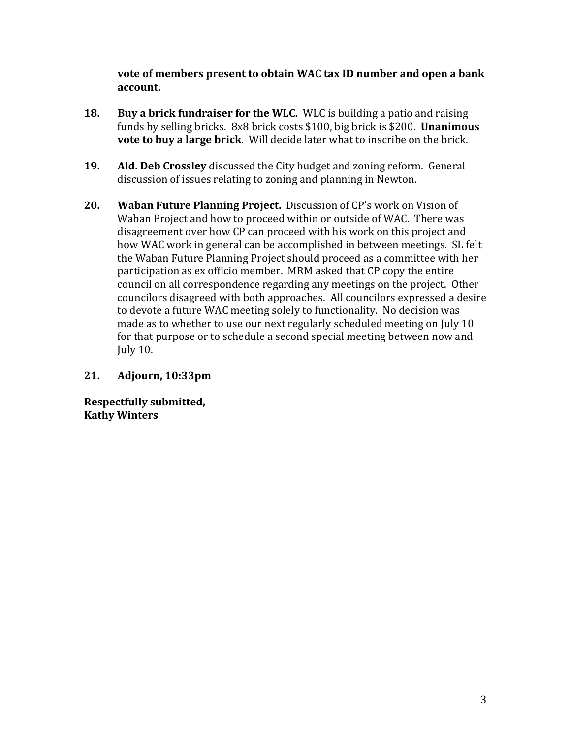**vote of members present to obtain WAC tax ID number and open a bank account.**

18. **Buy a brick fundraiser for the WLC.** WLC is building a patio and raising funds by selling bricks. 8x8 brick costs $100, big brick is $200. **Unanimous vote to buy a large brick**. Will decide later what to inscribe on the brick.

19. **Ald. Deb Crossley** discussed the City budget and zoning reform. General discussion of issues relating to zoning and planning in Newton.

20. **Waban Future Planning Project.** Discussion of CP's work on Vision of Waban Project and how to proceed within or outside of WAC. There was disagreement over how CP can proceed with his work on this project and how WAC work in general can be accomplished in between meetings. SL felt the Waban Future Planning Project should proceed as a committee with her participation as ex officio member. MRM asked that CP copy the entire council on all correspondence regarding any meetings on the project. Other councilors disagreed with both approaches. All councilors expressed a desire to devote a future WAC meeting solely to functionality. No decision was made as to whether to use our next regularly scheduled meeting on July 10 for that purpose or to schedule a second special meeting between now and July 10.

21. **Adjourn, 10:33pm**

**Respectfully submitted,**
**Kathy Winters**